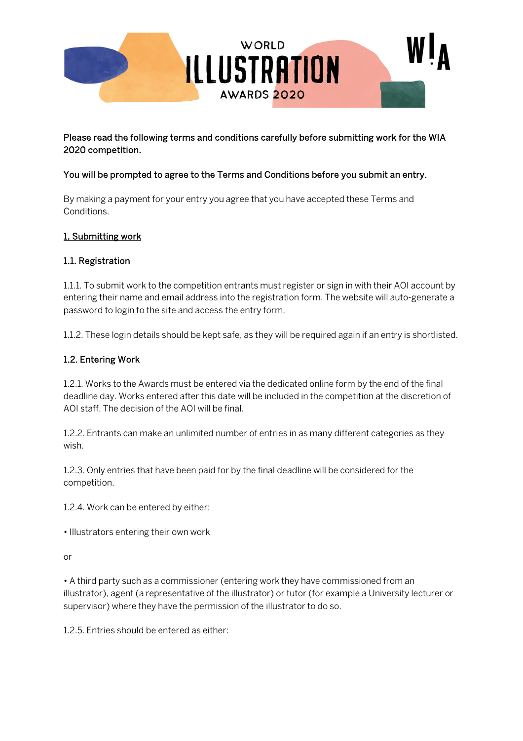# WORLD ILLUSTRATION AWARDS 2020

Please read the following terms and conditions carefully before submitting work for the WIA 2020 competition.

You will be prompted to agree to the Terms and Conditions before you submit an entry.

By making a payment for your entry you agree that you have accepted these Terms and Conditions.

## 1. Submitting work

### 1.1. Registration

1.1.1. To submit work to the competition entrants must register or sign in with their AOI account by entering their name and email address into the registration form. The website will auto-generate a password to login to the site and access the entry form.

1.1.2. These login details should be kept safe, as they will be required again if an entry is shortlisted.

### 1.2. Entering Work

1.2.1. Works to the Awards must be entered via the dedicated online form by the end of the final deadline day. Works entered after this date will be included in the competition at the discretion of AOI staff. The decision of the AOI will be final.

1.2.2. Entrants can make an unlimited number of entries in as many different categories as they wish.

1.2.3. Only entries that have been paid for by the final deadline will be considered for the competition.

1.2.4. Work can be entered by either:

• Illustrators entering their own work

or

• A third party such as a commissioner (entering work they have commissioned from an illustrator), agent (a representative of the illustrator) or tutor (for example a University lecturer or supervisor) where they have the permission of the illustrator to do so.

1.2.5. Entries should be entered as either: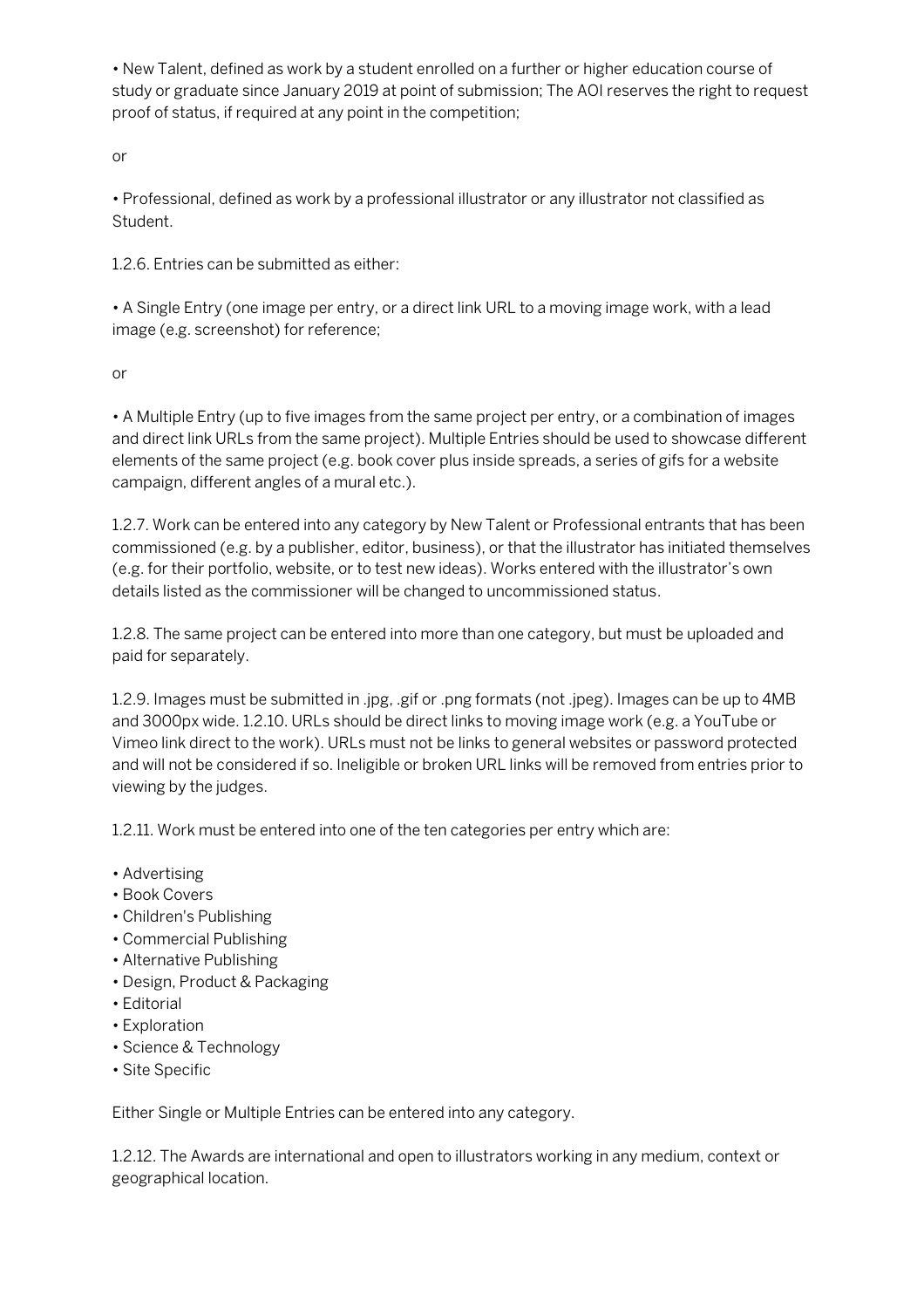• New Talent, defined as work by a student enrolled on a further or higher education course of study or graduate since January 2019 at point of submission; The AOI reserves the right to request proof of status, if required at any point in the competition;

or

• Professional, defined as work by a professional illustrator or any illustrator not classified as Student.

1.2.6. Entries can be submitted as either:

• A Single Entry (one image per entry, or a direct link URL to a moving image work, with a lead image (e.g. screenshot) for reference;

or

• A Multiple Entry (up to five images from the same project per entry, or a combination of images and direct link URLs from the same project). Multiple Entries should be used to showcase different elements of the same project (e.g. book cover plus inside spreads, a series of gifs for a website campaign, different angles of a mural etc.).

1.2.7. Work can be entered into any category by New Talent or Professional entrants that has been commissioned (e.g. by a publisher, editor, business), or that the illustrator has initiated themselves (e.g. for their portfolio, website, or to test new ideas). Works entered with the illustrator's own details listed as the commissioner will be changed to uncommissioned status.

1.2.8. The same project can be entered into more than one category, but must be uploaded and paid for separately.

1.2.9. Images must be submitted in .jpg, .gif or .png formats (not .jpeg). Images can be up to 4MB and 3000px wide. 1.2.10. URLs should be direct links to moving image work (e.g. a YouTube or Vimeo link direct to the work). URLs must not be links to general websites or password protected and will not be considered if so. Ineligible or broken URL links will be removed from entries prior to viewing by the judges.

1.2.11. Work must be entered into one of the ten categories per entry which are:

- Advertising
- Book Covers
- Children's Publishing
- Commercial Publishing
- Alternative Publishing
- Design, Product & Packaging
- Editorial
- Exploration
- Science & Technology
- Site Specific

Either Single or Multiple Entries can be entered into any category.

1.2.12. The Awards are international and open to illustrators working in any medium, context or geographical location.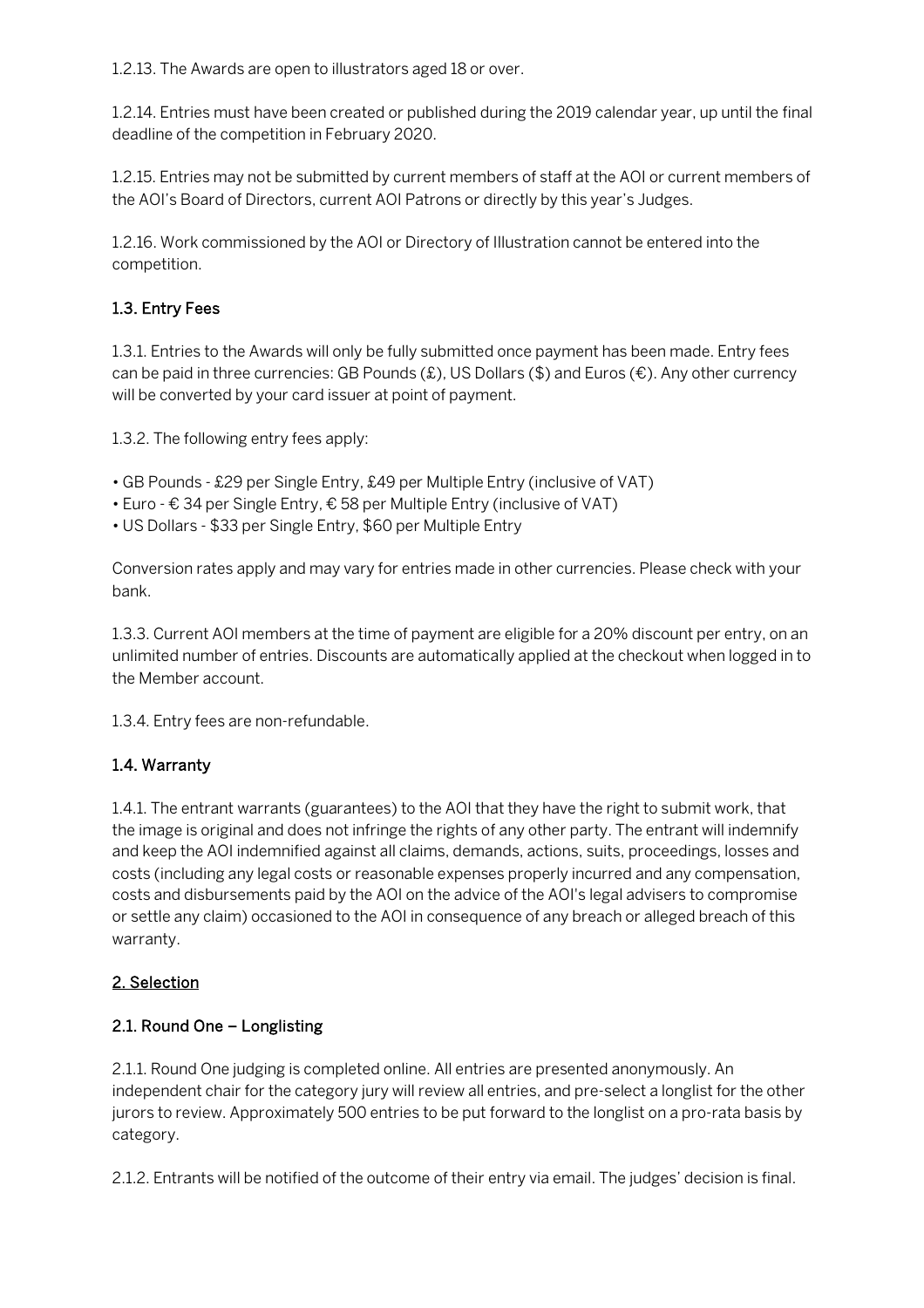1.2.13. The Awards are open to illustrators aged 18 or over.

1.2.14. Entries must have been created or published during the 2019 calendar year, up until the final deadline of the competition in February 2020.

1.2.15. Entries may not be submitted by current members of staff at the AOI or current members of the AOI's Board of Directors, current AOI Patrons or directly by this year's Judges.

1.2.16. Work commissioned by the AOI or Directory of Illustration cannot be entered into the competition.

### 1.3. Entry Fees

1.3.1. Entries to the Awards will only be fully submitted once payment has been made. Entry fees can be paid in three currencies: GB Pounds (£), US Dollars ($) and Euros (€). Any other currency will be converted by your card issuer at point of payment.

1.3.2. The following entry fees apply:

• GB Pounds - £29 per Single Entry, £49 per Multiple Entry (inclusive of VAT)
• Euro - € 34 per Single Entry, € 58 per Multiple Entry (inclusive of VAT)
• US Dollars - $33 per Single Entry, $60 per Multiple Entry

Conversion rates apply and may vary for entries made in other currencies. Please check with your bank.

1.3.3. Current AOI members at the time of payment are eligible for a 20% discount per entry, on an unlimited number of entries. Discounts are automatically applied at the checkout when logged in to the Member account.

1.3.4. Entry fees are non-refundable.

### 1.4. Warranty

1.4.1. The entrant warrants (guarantees) to the AOI that they have the right to submit work, that the image is original and does not infringe the rights of any other party. The entrant will indemnify and keep the AOI indemnified against all claims, demands, actions, suits, proceedings, losses and costs (including any legal costs or reasonable expenses properly incurred and any compensation, costs and disbursements paid by the AOI on the advice of the AOI's legal advisers to compromise or settle any claim) occasioned to the AOI in consequence of any breach or alleged breach of this warranty.

## 2. Selection

### 2.1. Round One – Longlisting

2.1.1. Round One judging is completed online. All entries are presented anonymously. An independent chair for the category jury will review all entries, and pre-select a longlist for the other jurors to review. Approximately 500 entries to be put forward to the longlist on a pro-rata basis by category.

2.1.2. Entrants will be notified of the outcome of their entry via email. The judges' decision is final.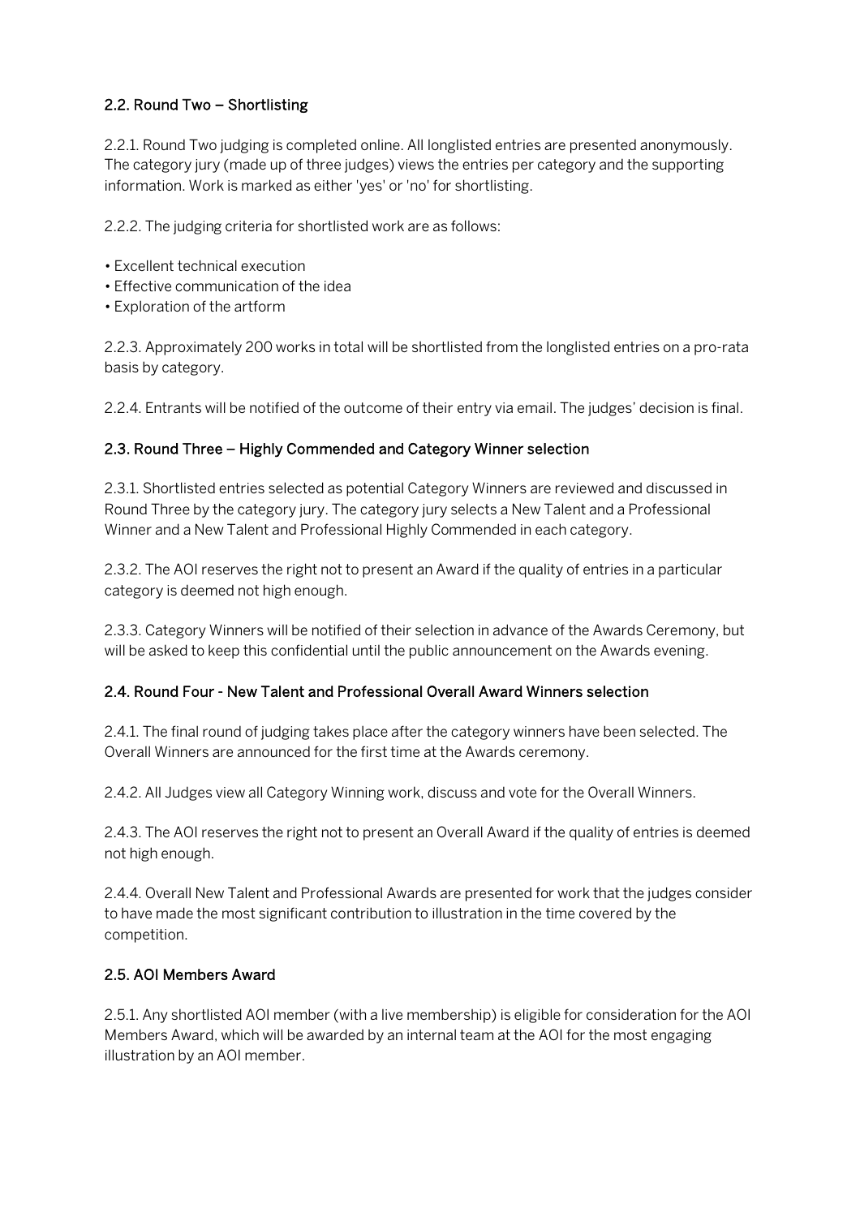### 2.2. Round Two – Shortlisting

2.2.1. Round Two judging is completed online. All longlisted entries are presented anonymously. The category jury (made up of three judges) views the entries per category and the supporting information. Work is marked as either 'yes' or 'no' for shortlisting.

2.2.2. The judging criteria for shortlisted work are as follows:

- Excellent technical execution
- Effective communication of the idea
- Exploration of the artform

2.2.3. Approximately 200 works in total will be shortlisted from the longlisted entries on a pro-rata basis by category.

2.2.4. Entrants will be notified of the outcome of their entry via email. The judges' decision is final.

### 2.3. Round Three – Highly Commended and Category Winner selection

2.3.1. Shortlisted entries selected as potential Category Winners are reviewed and discussed in Round Three by the category jury. The category jury selects a New Talent and a Professional Winner and a New Talent and Professional Highly Commended in each category.

2.3.2. The AOI reserves the right not to present an Award if the quality of entries in a particular category is deemed not high enough.

2.3.3. Category Winners will be notified of their selection in advance of the Awards Ceremony, but will be asked to keep this confidential until the public announcement on the Awards evening.

### 2.4. Round Four - New Talent and Professional Overall Award Winners selection

2.4.1. The final round of judging takes place after the category winners have been selected. The Overall Winners are announced for the first time at the Awards ceremony.

2.4.2. All Judges view all Category Winning work, discuss and vote for the Overall Winners.

2.4.3. The AOI reserves the right not to present an Overall Award if the quality of entries is deemed not high enough.

2.4.4. Overall New Talent and Professional Awards are presented for work that the judges consider to have made the most significant contribution to illustration in the time covered by the competition.

### 2.5. AOI Members Award

2.5.1. Any shortlisted AOI member (with a live membership) is eligible for consideration for the AOI Members Award, which will be awarded by an internal team at the AOI for the most engaging illustration by an AOI member.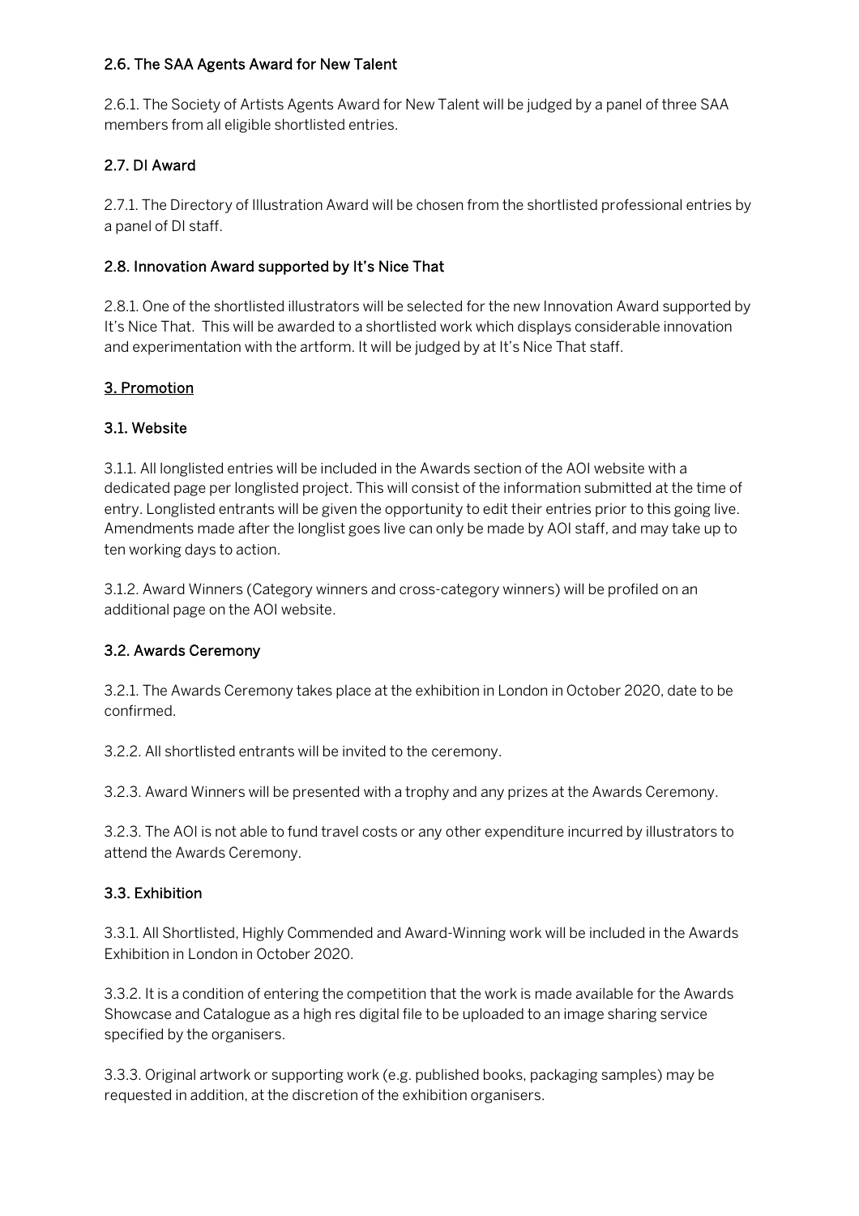### 2.6. The SAA Agents Award for New Talent

2.6.1. The Society of Artists Agents Award for New Talent will be judged by a panel of three SAA members from all eligible shortlisted entries.

### 2.7. DI Award

2.7.1. The Directory of Illustration Award will be chosen from the shortlisted professional entries by a panel of DI staff.

### 2.8. Innovation Award supported by It's Nice That

2.8.1. One of the shortlisted illustrators will be selected for the new Innovation Award supported by It's Nice That. This will be awarded to a shortlisted work which displays considerable innovation and experimentation with the artform. It will be judged by at It's Nice That staff.

## 3. Promotion

### 3.1. Website

3.1.1. All longlisted entries will be included in the Awards section of the AOI website with a dedicated page per longlisted project. This will consist of the information submitted at the time of entry. Longlisted entrants will be given the opportunity to edit their entries prior to this going live. Amendments made after the longlist goes live can only be made by AOI staff, and may take up to ten working days to action.

3.1.2. Award Winners (Category winners and cross-category winners) will be profiled on an additional page on the AOI website.

### 3.2. Awards Ceremony

3.2.1. The Awards Ceremony takes place at the exhibition in London in October 2020, date to be confirmed.

3.2.2. All shortlisted entrants will be invited to the ceremony.

3.2.3. Award Winners will be presented with a trophy and any prizes at the Awards Ceremony.

3.2.3. The AOI is not able to fund travel costs or any other expenditure incurred by illustrators to attend the Awards Ceremony.

### 3.3. Exhibition

3.3.1. All Shortlisted, Highly Commended and Award-Winning work will be included in the Awards Exhibition in London in October 2020.

3.3.2. It is a condition of entering the competition that the work is made available for the Awards Showcase and Catalogue as a high res digital file to be uploaded to an image sharing service specified by the organisers.

3.3.3. Original artwork or supporting work (e.g. published books, packaging samples) may be requested in addition, at the discretion of the exhibition organisers.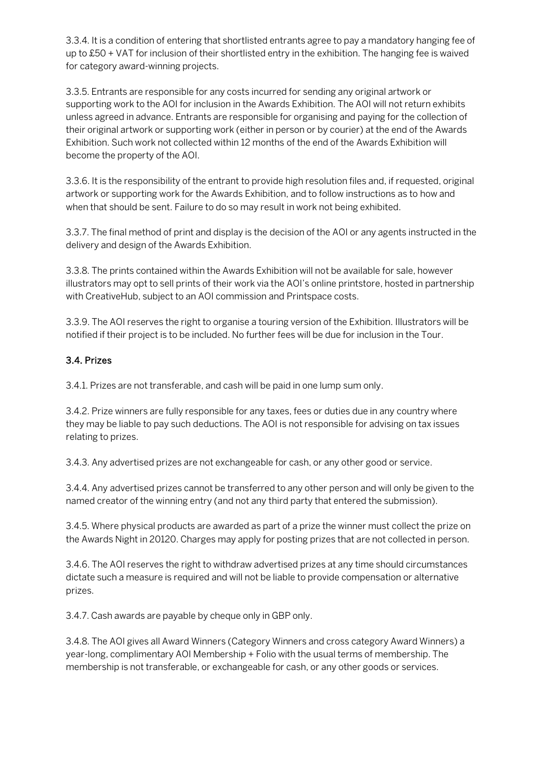3.3.4. It is a condition of entering that shortlisted entrants agree to pay a mandatory hanging fee of up to £50 + VAT for inclusion of their shortlisted entry in the exhibition. The hanging fee is waived for category award-winning projects.

3.3.5. Entrants are responsible for any costs incurred for sending any original artwork or supporting work to the AOI for inclusion in the Awards Exhibition. The AOI will not return exhibits unless agreed in advance. Entrants are responsible for organising and paying for the collection of their original artwork or supporting work (either in person or by courier) at the end of the Awards Exhibition. Such work not collected within 12 months of the end of the Awards Exhibition will become the property of the AOI.

3.3.6. It is the responsibility of the entrant to provide high resolution files and, if requested, original artwork or supporting work for the Awards Exhibition, and to follow instructions as to how and when that should be sent. Failure to do so may result in work not being exhibited.

3.3.7. The final method of print and display is the decision of the AOI or any agents instructed in the delivery and design of the Awards Exhibition.

3.3.8. The prints contained within the Awards Exhibition will not be available for sale, however illustrators may opt to sell prints of their work via the AOI's online printstore, hosted in partnership with CreativeHub, subject to an AOI commission and Printspace costs.

3.3.9. The AOI reserves the right to organise a touring version of the Exhibition. Illustrators will be notified if their project is to be included. No further fees will be due for inclusion in the Tour.

### 3.4. Prizes

3.4.1. Prizes are not transferable, and cash will be paid in one lump sum only.

3.4.2. Prize winners are fully responsible for any taxes, fees or duties due in any country where they may be liable to pay such deductions. The AOI is not responsible for advising on tax issues relating to prizes.

3.4.3. Any advertised prizes are not exchangeable for cash, or any other good or service.

3.4.4. Any advertised prizes cannot be transferred to any other person and will only be given to the named creator of the winning entry (and not any third party that entered the submission).

3.4.5. Where physical products are awarded as part of a prize the winner must collect the prize on the Awards Night in 20120. Charges may apply for posting prizes that are not collected in person.

3.4.6. The AOI reserves the right to withdraw advertised prizes at any time should circumstances dictate such a measure is required and will not be liable to provide compensation or alternative prizes.

3.4.7. Cash awards are payable by cheque only in GBP only.

3.4.8. The AOI gives all Award Winners (Category Winners and cross category Award Winners) a year-long, complimentary AOI Membership + Folio with the usual terms of membership. The membership is not transferable, or exchangeable for cash, or any other goods or services.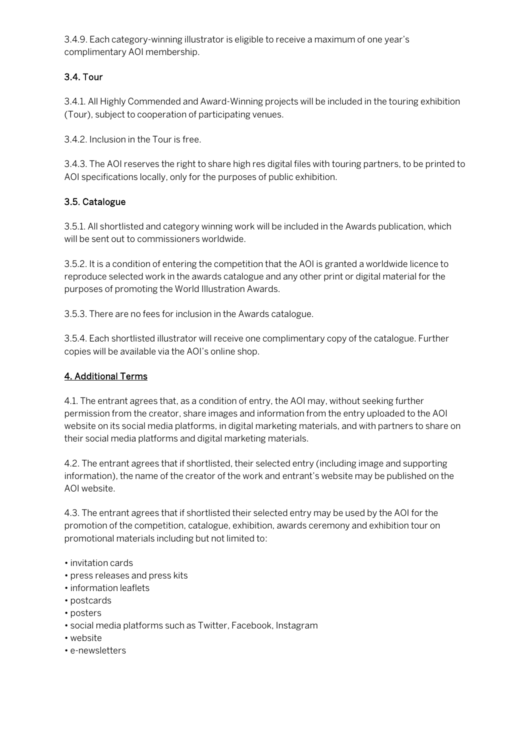3.4.9. Each category-winning illustrator is eligible to receive a maximum of one year's complimentary AOI membership.

### 3.4. Tour

3.4.1. All Highly Commended and Award-Winning projects will be included in the touring exhibition (Tour), subject to cooperation of participating venues.

3.4.2. Inclusion in the Tour is free.

3.4.3. The AOI reserves the right to share high res digital files with touring partners, to be printed to AOI specifications locally, only for the purposes of public exhibition.

### 3.5. Catalogue

3.5.1. All shortlisted and category winning work will be included in the Awards publication, which will be sent out to commissioners worldwide.

3.5.2. It is a condition of entering the competition that the AOI is granted a worldwide licence to reproduce selected work in the awards catalogue and any other print or digital material for the purposes of promoting the World Illustration Awards.

3.5.3. There are no fees for inclusion in the Awards catalogue.

3.5.4. Each shortlisted illustrator will receive one complimentary copy of the catalogue. Further copies will be available via the AOI's online shop.

## 4. Additional Terms

4.1. The entrant agrees that, as a condition of entry, the AOI may, without seeking further permission from the creator, share images and information from the entry uploaded to the AOI website on its social media platforms, in digital marketing materials, and with partners to share on their social media platforms and digital marketing materials.

4.2. The entrant agrees that if shortlisted, their selected entry (including image and supporting information), the name of the creator of the work and entrant's website may be published on the AOI website.

4.3. The entrant agrees that if shortlisted their selected entry may be used by the AOI for the promotion of the competition, catalogue, exhibition, awards ceremony and exhibition tour on promotional materials including but not limited to:

- invitation cards
- press releases and press kits
- information leaflets
- postcards
- posters
- social media platforms such as Twitter, Facebook, Instagram
- website
- e-newsletters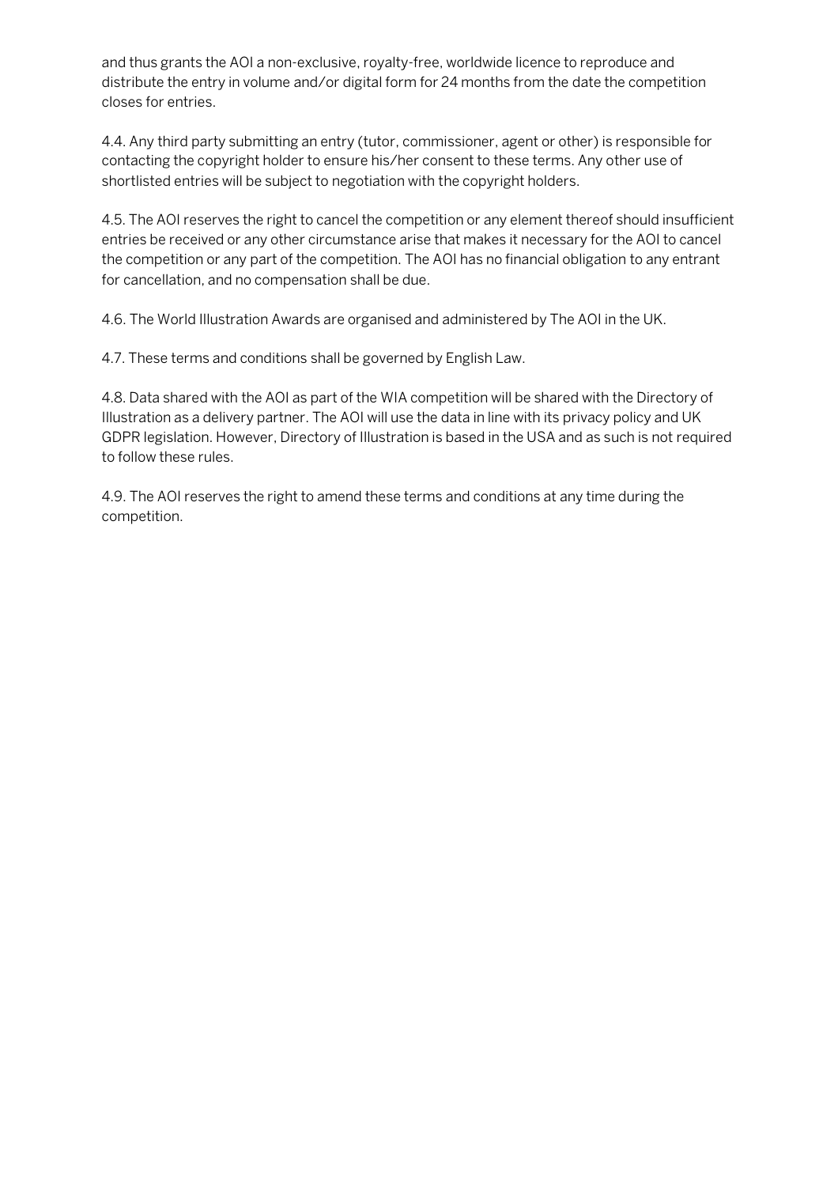and thus grants the AOI a non-exclusive, royalty-free, worldwide licence to reproduce and distribute the entry in volume and/or digital form for 24 months from the date the competition closes for entries.

4.4. Any third party submitting an entry (tutor, commissioner, agent or other) is responsible for contacting the copyright holder to ensure his/her consent to these terms. Any other use of shortlisted entries will be subject to negotiation with the copyright holders.

4.5. The AOI reserves the right to cancel the competition or any element thereof should insufficient entries be received or any other circumstance arise that makes it necessary for the AOI to cancel the competition or any part of the competition. The AOI has no financial obligation to any entrant for cancellation, and no compensation shall be due.

4.6. The World Illustration Awards are organised and administered by The AOI in the UK.

4.7. These terms and conditions shall be governed by English Law.

4.8. Data shared with the AOI as part of the WIA competition will be shared with the Directory of Illustration as a delivery partner. The AOI will use the data in line with its privacy policy and UK GDPR legislation. However, Directory of Illustration is based in the USA and as such is not required to follow these rules.

4.9. The AOI reserves the right to amend these terms and conditions at any time during the competition.